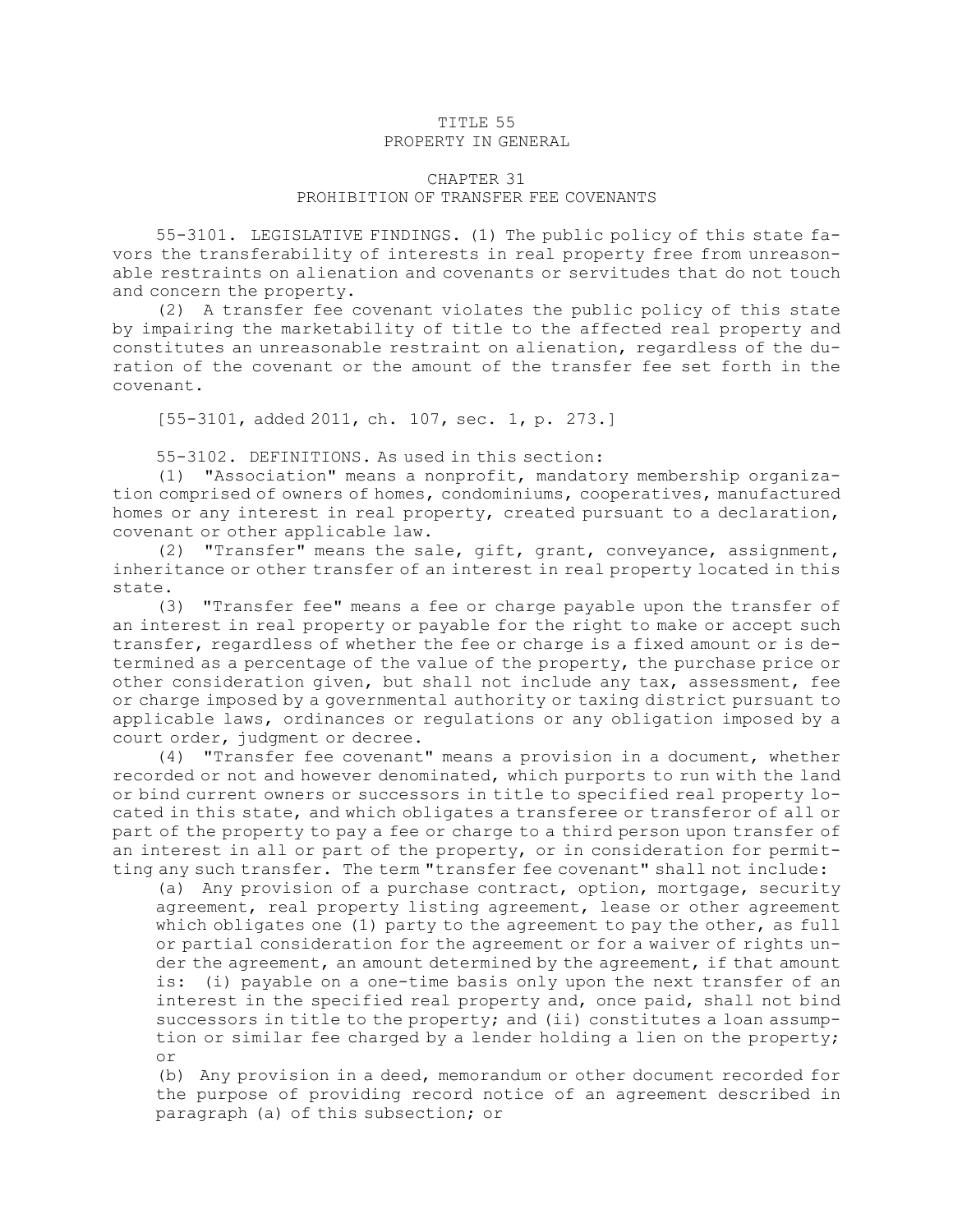# TITLE 55
# PROPERTY IN GENERAL

## CHAPTER 31
## PROHIBITION OF TRANSFER FEE COVENANTS

55-3101. LEGISLATIVE FINDINGS. (1) The public policy of this state favors the transferability of interests in real property free from unreasonable restraints on alienation and covenants or servitudes that do not touch and concern the property.

(2) A transfer fee covenant violates the public policy of this state by impairing the marketability of title to the affected real property and constitutes an unreasonable restraint on alienation, regardless of the duration of the covenant or the amount of the transfer fee set forth in the covenant.

[55-3101, added 2011, ch. 107, sec. 1, p. 273.]

55-3102. DEFINITIONS. As used in this section:

(1) "Association" means a nonprofit, mandatory membership organization comprised of owners of homes, condominiums, cooperatives, manufactured homes or any interest in real property, created pursuant to a declaration, covenant or other applicable law.

(2) "Transfer" means the sale, gift, grant, conveyance, assignment, inheritance or other transfer of an interest in real property located in this state.

(3) "Transfer fee" means a fee or charge payable upon the transfer of an interest in real property or payable for the right to make or accept such transfer, regardless of whether the fee or charge is a fixed amount or is determined as a percentage of the value of the property, the purchase price or other consideration given, but shall not include any tax, assessment, fee or charge imposed by a governmental authority or taxing district pursuant to applicable laws, ordinances or regulations or any obligation imposed by a court order, judgment or decree.

(4) "Transfer fee covenant" means a provision in a document, whether recorded or not and however denominated, which purports to run with the land or bind current owners or successors in title to specified real property located in this state, and which obligates a transferee or transferor of all or part of the property to pay a fee or charge to a third person upon transfer of an interest in all or part of the property, or in consideration for permitting any such transfer. The term "transfer fee covenant" shall not include:

(a) Any provision of a purchase contract, option, mortgage, security agreement, real property listing agreement, lease or other agreement which obligates one (1) party to the agreement to pay the other, as full or partial consideration for the agreement or for a waiver of rights under the agreement, an amount determined by the agreement, if that amount is: (i) payable on a one-time basis only upon the next transfer of an interest in the specified real property and, once paid, shall not bind successors in title to the property; and (ii) constitutes a loan assumption or similar fee charged by a lender holding a lien on the property; or

(b) Any provision in a deed, memorandum or other document recorded for the purpose of providing record notice of an agreement described in paragraph (a) of this subsection; or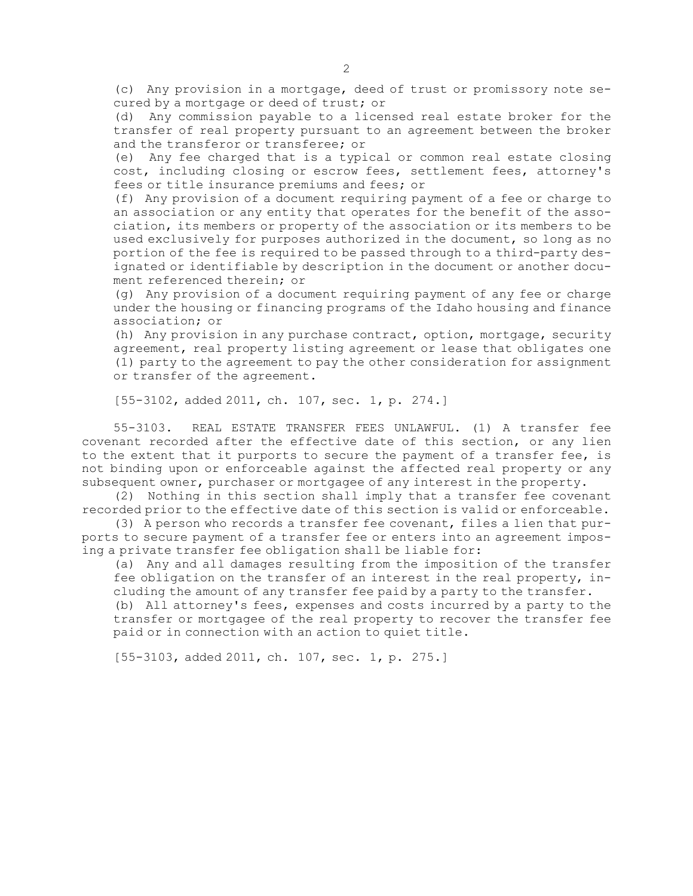(c) Any provision in a mortgage, deed of trust or promissory note secured by a mortgage or deed of trust; or

(d) Any commission payable to a licensed real estate broker for the transfer of real property pursuant to an agreement between the broker and the transferor or transferee; or

(e) Any fee charged that is a typical or common real estate closing cost, including closing or escrow fees, settlement fees, attorney's fees or title insurance premiums and fees; or

(f) Any provision of a document requiring payment of a fee or charge to an association or any entity that operates for the benefit of the association, its members or property of the association or its members to be used exclusively for purposes authorized in the document, so long as no portion of the fee is required to be passed through to a third-party designated or identifiable by description in the document or another document referenced therein; or

(g) Any provision of a document requiring payment of any fee or charge under the housing or financing programs of the Idaho housing and finance association; or

(h) Any provision in any purchase contract, option, mortgage, security agreement, real property listing agreement or lease that obligates one (1) party to the agreement to pay the other consideration for assignment or transfer of the agreement.

[55-3102, added 2011, ch. 107, sec. 1, p. 274.]

55-3103. REAL ESTATE TRANSFER FEES UNLAWFUL. (1) A transfer fee covenant recorded after the effective date of this section, or any lien to the extent that it purports to secure the payment of a transfer fee, is not binding upon or enforceable against the affected real property or any subsequent owner, purchaser or mortgagee of any interest in the property.

(2) Nothing in this section shall imply that a transfer fee covenant recorded prior to the effective date of this section is valid or enforceable.

(3) A person who records a transfer fee covenant, files a lien that purports to secure payment of a transfer fee or enters into an agreement imposing a private transfer fee obligation shall be liable for:

(a) Any and all damages resulting from the imposition of the transfer fee obligation on the transfer of an interest in the real property, including the amount of any transfer fee paid by a party to the transfer.

(b) All attorney's fees, expenses and costs incurred by a party to the transfer or mortgagee of the real property to recover the transfer fee paid or in connection with an action to quiet title.

[55-3103, added 2011, ch. 107, sec. 1, p. 275.]